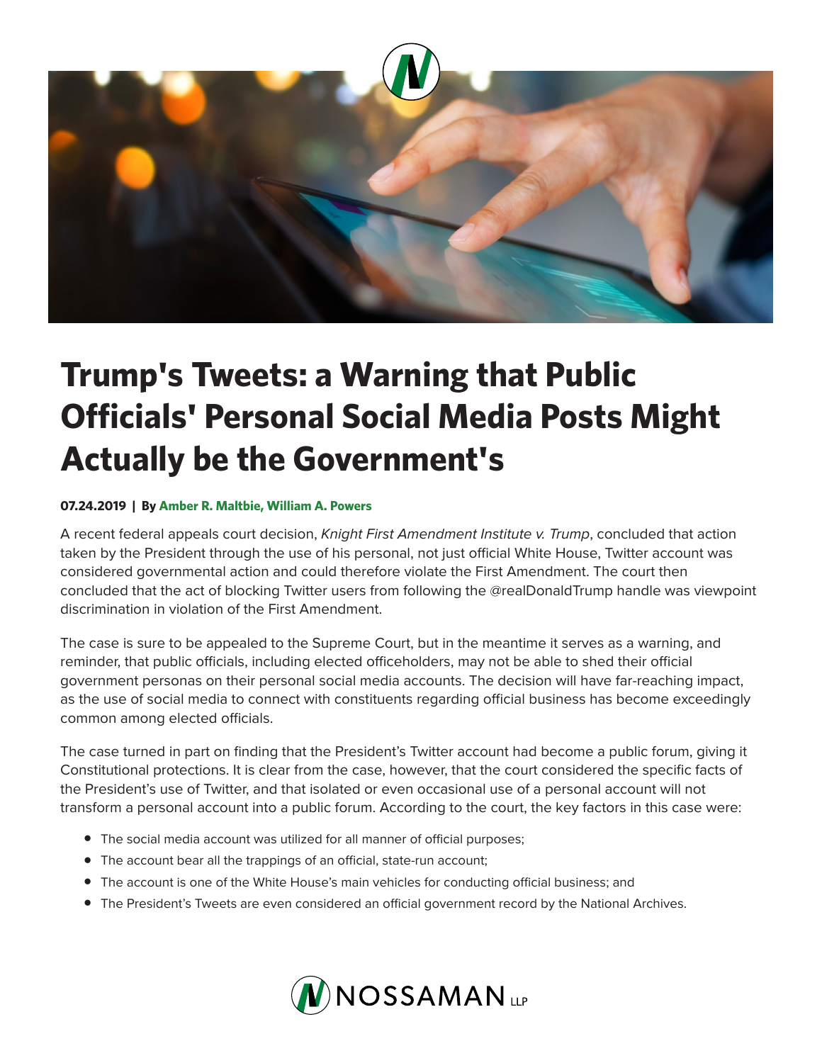# Trump's Tweets: a Warning that Public Officials' Personal Social Media Posts Might Actually be the Government's

**07.24.2019 | By Amber R. Maltbie, William A. Powers**

A recent federal appeals court decision, *Knight First Amendment Institute v. Trump*, concluded that action taken by the President through the use of his personal, not just official White House, Twitter account was considered governmental action and could therefore violate the First Amendment. The court then concluded that the act of blocking Twitter users from following the @realDonaldTrump handle was viewpoint discrimination in violation of the First Amendment.

The case is sure to be appealed to the Supreme Court, but in the meantime it serves as a warning, and reminder, that public officials, including elected officeholders, may not be able to shed their official government personas on their personal social media accounts. The decision will have far-reaching impact, as the use of social media to connect with constituents regarding official business has become exceedingly common among elected officials.

The case turned in part on finding that the President's Twitter account had become a public forum, giving it Constitutional protections. It is clear from the case, however, that the court considered the specific facts of the President's use of Twitter, and that isolated or even occasional use of a personal account will not transform a personal account into a public forum. According to the court, the key factors in this case were:

- The social media account was utilized for all manner of official purposes;
- The account bear all the trappings of an official, state-run account;
- The account is one of the White House's main vehicles for conducting official business; and
- The President's Tweets are even considered an official government record by the National Archives.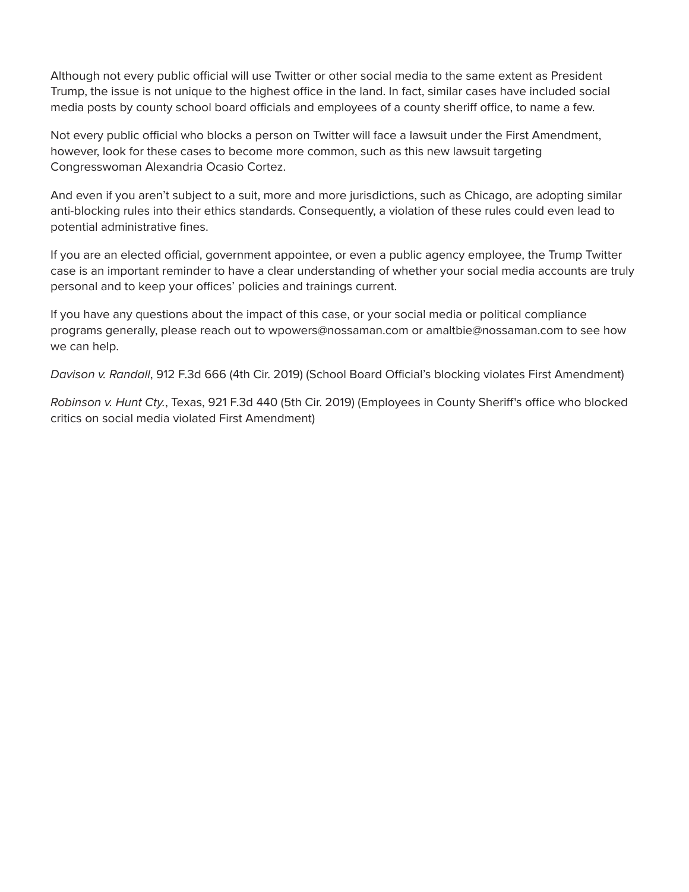Although not every public official will use Twitter or other social media to the same extent as President Trump, the issue is not unique to the highest office in the land. In fact, similar cases have included social media posts by county school board officials and employees of a county sheriff office, to name a few.

Not every public official who blocks a person on Twitter will face a lawsuit under the First Amendment, however, look for these cases to become more common, such as this new lawsuit targeting Congresswoman Alexandria Ocasio Cortez.

And even if you aren't subject to a suit, more and more jurisdictions, such as Chicago, are adopting similar anti-blocking rules into their ethics standards. Consequently, a violation of these rules could even lead to potential administrative fines.

If you are an elected official, government appointee, or even a public agency employee, the Trump Twitter case is an important reminder to have a clear understanding of whether your social media accounts are truly personal and to keep your offices' policies and trainings current.

If you have any questions about the impact of this case, or your social media or political compliance programs generally, please reach out to wpowers@nossaman.com or amaltbie@nossaman.com to see how we can help.

*Davison v. Randall*, 912 F.3d 666 (4th Cir. 2019) (School Board Official's blocking violates First Amendment)

*Robinson v. Hunt Cty.*, Texas, 921 F.3d 440 (5th Cir. 2019) (Employees in County Sheriff's office who blocked critics on social media violated First Amendment)